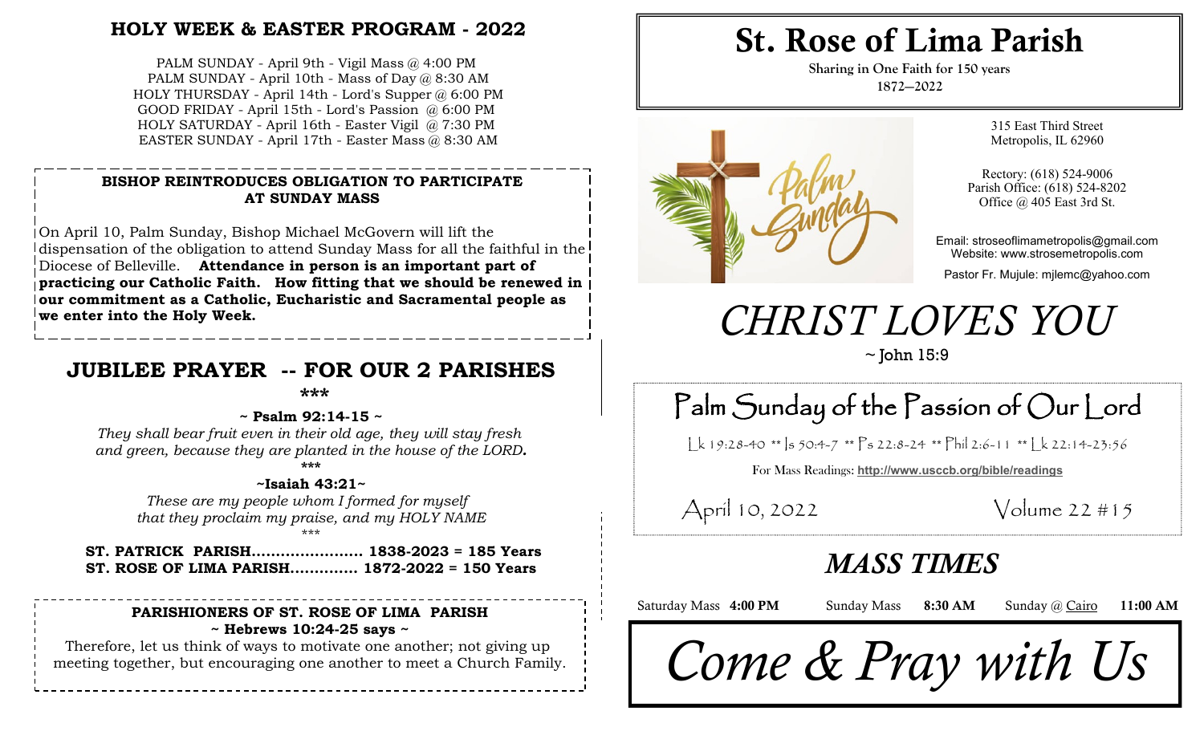## HOLY WEEK & EASTER PROGRAM - 2022

PALM SUNDAY - April 9th - Vigil Mass @ 4:00 PM
PALM SUNDAY - April 10th - Mass of Day @ 8:30 AM
HOLY THURSDAY - April 14th - Lord's Supper @ 6:00 PM
GOOD FRIDAY - April 15th - Lord's Passion @ 6:00 PM
HOLY SATURDAY - April 16th - Easter Vigil @ 7:30 PM
EASTER SUNDAY - April 17th - Easter Mass @ 8:30 AM

**BISHOP REINTRODUCES OBLIGATION TO PARTICIPATE AT SUNDAY MASS**

On April 10, Palm Sunday, Bishop Michael McGovern will lift the dispensation of the obligation to attend Sunday Mass for all the faithful in the Diocese of Belleville. **Attendance in person is an important part of practicing our Catholic Faith. How fitting that we should be renewed in our commitment as a Catholic, Eucharistic and Sacramental people as we enter into the Holy Week.**

## JUBILEE PRAYER -- FOR OUR 2 PARISHES

\*\*\*

**~ Psalm 92:14-15 ~**

*They shall bear fruit even in their old age, they will stay fresh and green, because they are planted in the house of the LORD.*

\*\*\*

**~Isaiah 43:21~**

*These are my people whom I formed for myself that they proclaim my praise, and my HOLY NAME*

\*\*\*

**ST. PATRICK PARISH....................... 1838-2023 = 185 Years**
**ST. ROSE OF LIMA PARISH.............. 1872-2022 = 150 Years**

**PARISHIONERS OF ST. ROSE OF LIMA PARISH**
**~ Hebrews 10:24-25 says ~**

Therefore, let us think of ways to motivate one another; not giving up meeting together, but encouraging one another to meet a Church Family.

# St. Rose of Lima Parish

**Sharing in One Faith for 150 years**
**1872—2022**

315 East Third Street
Metropolis, IL 62960

Rectory: (618) 524-9006
Parish Office: (618) 524-8202
Office @ 405 East 3rd St.

Email: stroseoflimametropolis@gmail.com
Website: www.strosemetropolis.com

Pastor Fr. Mujule: mjlemc@yahoo.com

# *CHRIST LOVES YOU*

~ John 15:9

## Palm Sunday of the Passion of Our Lord

Lk 19:28-40 \*\* Is 50:4-7 \*\* Ps 22:8-24 \*\* Phil 2:6-11 \*\* Lk 22:14-23:56

For Mass Readings: **http://www.usccb.org/bible/readings**

April 10, 2022 — Volume 22 #15

## *MASS TIMES*

Saturday Mass **4:00 PM** — Sunday Mass **8:30 AM** — Sunday @ Cairo **11:00 AM**

# *Come & Pray with Us*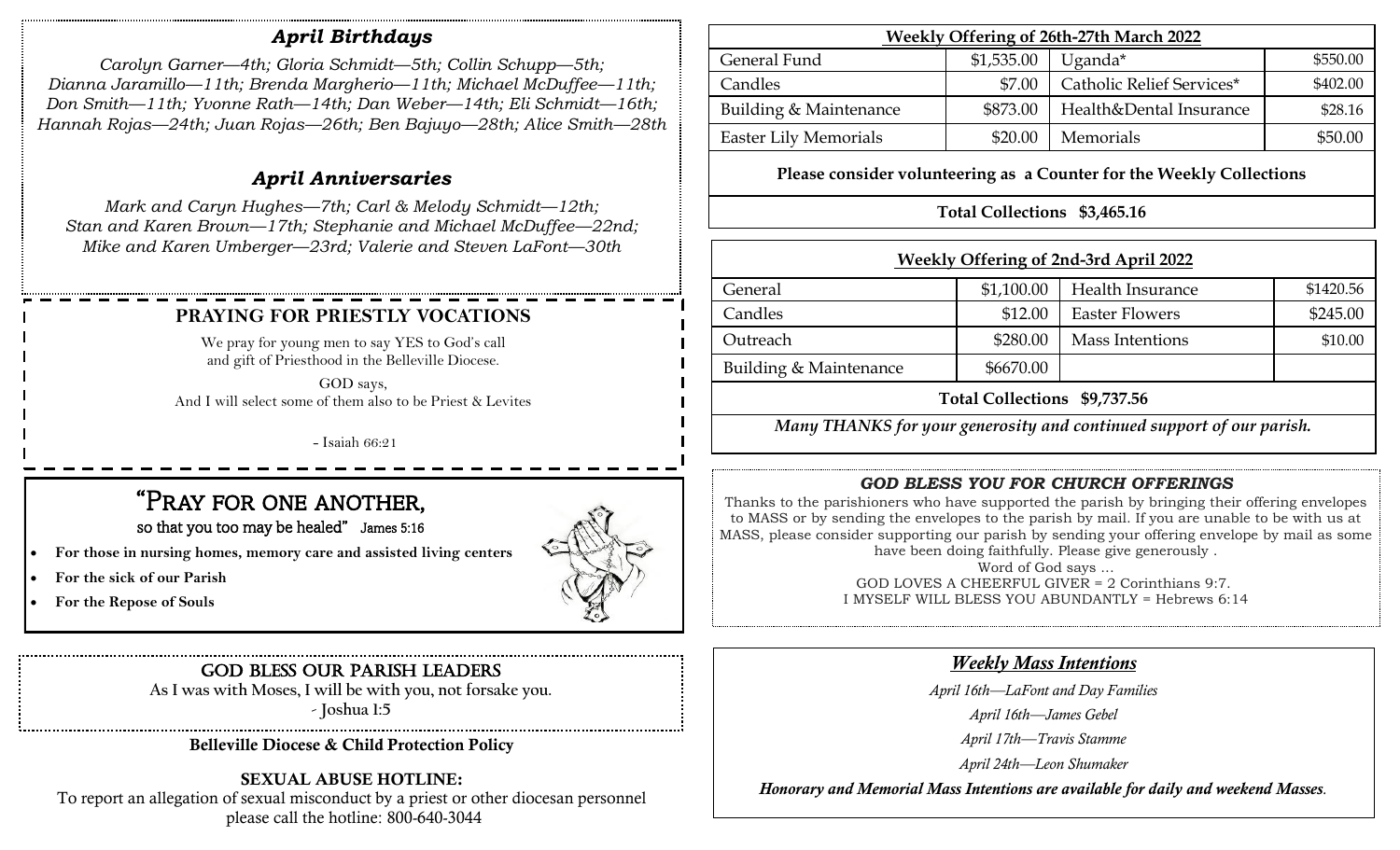## *April Birthdays*

*Carolyn Garner—4th; Gloria Schmidt—5th; Collin Schupp—5th; Dianna Jaramillo—11th; Brenda Margherio—11th; Michael McDuffee—11th; Don Smith—11th; Yvonne Rath—14th; Dan Weber—14th; Eli Schmidt—16th; Hannah Rojas—24th; Juan Rojas—26th; Ben Bajuyo—28th; Alice Smith—28th*

## *April Anniversaries*

*Mark and Caryn Hughes—7th; Carl & Melody Schmidt—12th; Stan and Karen Brown—17th; Stephanie and Michael McDuffee—22nd; Mike and Karen Umberger—23rd; Valerie and Steven LaFont—30th*

## PRAYING FOR PRIESTLY VOCATIONS

We pray for young men to say YES to God's call and gift of Priesthood in the Belleville Diocese.

GOD says,
And I will select some of them also to be Priest & Levites

- Isaiah 66:21

## "Pray for one another,

so that you too may be healed" James 5:16

- **For those in nursing homes, memory care and assisted living centers**
- **For the sick of our Parish**
- **For the Repose of Souls**

## GOD BLESS OUR PARISH LEADERS

As I was with Moses, I will be with you, not forsake you.
- Joshua 1:5

**Belleville Diocese & Child Protection Policy**

**SEXUAL ABUSE HOTLINE:**
To report an allegation of sexual misconduct by a priest or other diocesan personnel please call the hotline: 800-640-3044

**Weekly Offering of 26th-27th March 2022**

| | | | |
|---|---|---|---|
| General Fund | $1,535.00 | Uganda* | $550.00 |
| Candles | $7.00 | Catholic Relief Services* | $402.00 |
| Building & Maintenance | $873.00 | Health&Dental Insurance | $28.16 |
| Easter Lily Memorials | $20.00 | Memorials | $50.00 |

**Please consider volunteering as a Counter for the Weekly Collections**

**Total Collections $3,465.16**

**Weekly Offering of 2nd-3rd April 2022**

| | | | |
|---|---|---|---|
| General | $1,100.00 | Health Insurance | $1420.56 |
| Candles | $12.00 | Easter Flowers | $245.00 |
| Outreach | $280.00 | Mass Intentions | $10.00 |
| Building & Maintenance | $6670.00 | | |

**Total Collections $9,737.56**

***Many THANKS for your generosity and continued support of our parish.***

### *GOD BLESS YOU FOR CHURCH OFFERINGS*

Thanks to the parishioners who have supported the parish by bringing their offering envelopes to MASS or by sending the envelopes to the parish by mail. If you are unable to be with us at MASS, please consider supporting our parish by sending your offering envelope by mail as some have been doing faithfully. Please give generously .

Word of God says …
GOD LOVES A CHEERFUL GIVER = 2 Corinthians 9:7.
I MYSELF WILL BLESS YOU ABUNDANTLY = Hebrews 6:14

## *Weekly Mass Intentions*

*April 16th—LaFont and Day Families*

*April 16th—James Gebel*

*April 17th—Travis Stamme*

*April 24th—Leon Shumaker*

***Honorary and Memorial Mass Intentions are available for daily and weekend Masses.***